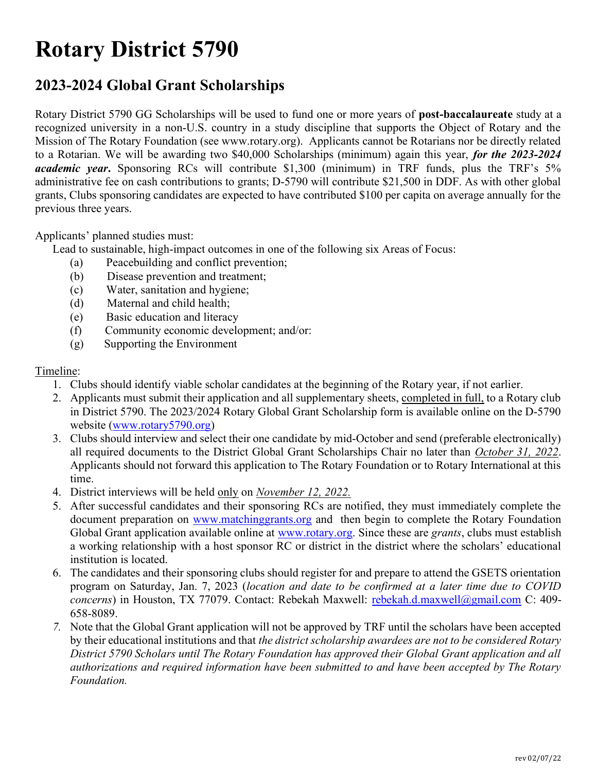# Rotary District 5790

## 2023-2024 Global Grant Scholarships

Rotary District 5790 GG Scholarships will be used to fund one or more years of **post-baccalaureate** study at a recognized university in a non-U.S. country in a study discipline that supports the Object of Rotary and the Mission of The Rotary Foundation (see www.rotary.org). Applicants cannot be Rotarians nor be directly related to a Rotarian. We will be awarding two $40,000 Scholarships (minimum) again this year, ***for the 2023-2024 academic year*.** Sponsoring RCs will contribute $1,300 (minimum) in TRF funds, plus the TRF's 5% administrative fee on cash contributions to grants; D-5790 will contribute $21,500 in DDF. As with other global grants, Clubs sponsoring candidates are expected to have contributed $100 per capita on average annually for the previous three years.

Applicants' planned studies must:

Lead to sustainable, high-impact outcomes in one of the following six Areas of Focus:

- (a) Peacebuilding and conflict prevention;
- (b) Disease prevention and treatment;
- (c) Water, sanitation and hygiene;
- (d) Maternal and child health;
- (e) Basic education and literacy
- (f) Community economic development; and/or:
- (g) Supporting the Environment

Timeline:

1. Clubs should identify viable scholar candidates at the beginning of the Rotary year, if not earlier.
2. Applicants must submit their application and all supplementary sheets, completed in full, to a Rotary club in District 5790. The 2023/2024 Rotary Global Grant Scholarship form is available online on the D-5790 website (www.rotary5790.org)
3. Clubs should interview and select their one candidate by mid-October and send (preferable electronically) all required documents to the District Global Grant Scholarships Chair no later than *October 31, 2022*. Applicants should not forward this application to The Rotary Foundation or to Rotary International at this time.
4. District interviews will be held only on *November 12, 2022.*
5. After successful candidates and their sponsoring RCs are notified, they must immediately complete the document preparation on www.matchinggrants.org and then begin to complete the Rotary Foundation Global Grant application available online at www.rotary.org. Since these are *grants*, clubs must establish a working relationship with a host sponsor RC or district in the district where the scholars' educational institution is located.
6. The candidates and their sponsoring clubs should register for and prepare to attend the GSETS orientation program on Saturday, Jan. 7, 2023 (*location and date to be confirmed at a later time due to COVID concerns*) in Houston, TX 77079. Contact: Rebekah Maxwell: rebekah.d.maxwell@gmail.com C: 409-658-8089.
7. Note that the Global Grant application will not be approved by TRF until the scholars have been accepted by their educational institutions and that *the district scholarship awardees are not to be considered Rotary District 5790 Scholars until The Rotary Foundation has approved their Global Grant application and all authorizations and required information have been submitted to and have been accepted by The Rotary Foundation.*

rev 02/07/22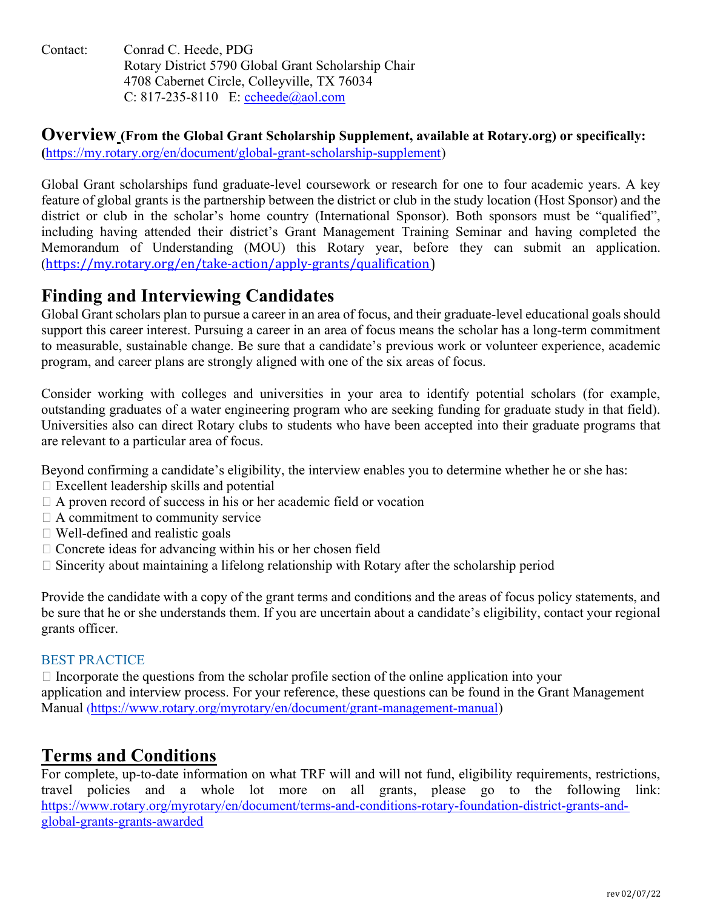Contact: Conrad C. Heede, PDG
Rotary District 5790 Global Grant Scholarship Chair
4708 Cabernet Circle, Colleyville, TX 76034
C: 817-235-8110 E: ccheede@aol.com

# Overview (From the Global Grant Scholarship Supplement, available at Rotary.org) or specifically:

(https://my.rotary.org/en/document/global-grant-scholarship-supplement)

Global Grant scholarships fund graduate-level coursework or research for one to four academic years. A key feature of global grants is the partnership between the district or club in the study location (Host Sponsor) and the district or club in the scholar's home country (International Sponsor). Both sponsors must be "qualified", including having attended their district's Grant Management Training Seminar and having completed the Memorandum of Understanding (MOU) this Rotary year, before they can submit an application. (https://my.rotary.org/en/take-action/apply-grants/qualification)

## Finding and Interviewing Candidates

Global Grant scholars plan to pursue a career in an area of focus, and their graduate-level educational goals should support this career interest. Pursuing a career in an area of focus means the scholar has a long-term commitment to measurable, sustainable change. Be sure that a candidate's previous work or volunteer experience, academic program, and career plans are strongly aligned with one of the six areas of focus.

Consider working with colleges and universities in your area to identify potential scholars (for example, outstanding graduates of a water engineering program who are seeking funding for graduate study in that field). Universities also can direct Rotary clubs to students who have been accepted into their graduate programs that are relevant to a particular area of focus.

Beyond confirming a candidate's eligibility, the interview enables you to determine whether he or she has:

- Excellent leadership skills and potential
- A proven record of success in his or her academic field or vocation
- A commitment to community service
- Well-defined and realistic goals
- Concrete ideas for advancing within his or her chosen field
- Sincerity about maintaining a lifelong relationship with Rotary after the scholarship period

Provide the candidate with a copy of the grant terms and conditions and the areas of focus policy statements, and be sure that he or she understands them. If you are uncertain about a candidate's eligibility, contact your regional grants officer.

BEST PRACTICE

- Incorporate the questions from the scholar profile section of the online application into your application and interview process. For your reference, these questions can be found in the Grant Management Manual (https://www.rotary.org/myrotary/en/document/grant-management-manual)

## Terms and Conditions

For complete, up-to-date information on what TRF will and will not fund, eligibility requirements, restrictions, travel policies and a whole lot more on all grants, please go to the following link: https://www.rotary.org/myrotary/en/document/terms-and-conditions-rotary-foundation-district-grants-and-global-grants-grants-awarded

rev 02/07/22